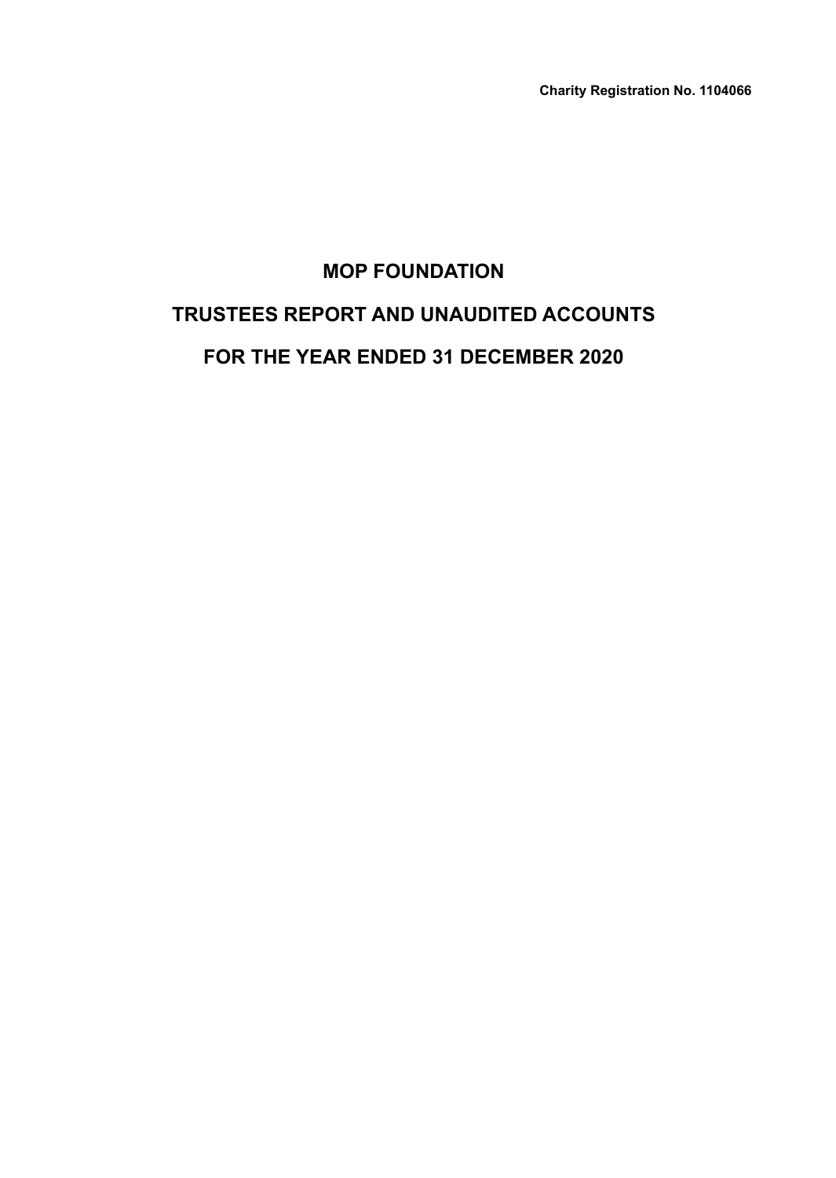**Charity Registration No. 1104066**

# MOP FOUNDATION

# TRUSTEES REPORT AND UNAUDITED ACCOUNTS

# FOR THE YEAR ENDED 31 DECEMBER 2020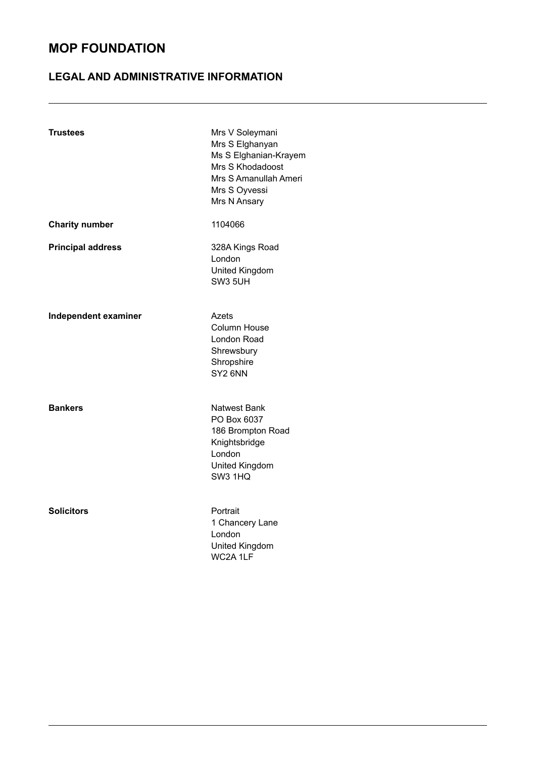# MOP FOUNDATION

## LEGAL AND ADMINISTRATIVE INFORMATION

| | |
|---|---|
| **Trustees** | Mrs V Soleymani<br>Mrs S Elghanyan<br>Ms S Elghanian-Krayem<br>Mrs S Khodadoost<br>Mrs S Amanullah Ameri<br>Mrs S Oyvessi<br>Mrs N Ansary |
| **Charity number** | 1104066 |
| **Principal address** | 328A Kings Road<br>London<br>United Kingdom<br>SW3 5UH |
| **Independent examiner** | Azets<br>Column House<br>London Road<br>Shrewsbury<br>Shropshire<br>SY2 6NN |
| **Bankers** | Natwest Bank<br>PO Box 6037<br>186 Brompton Road<br>Knightsbridge<br>London<br>United Kingdom<br>SW3 1HQ |
| **Solicitors** | Portrait<br>1 Chancery Lane<br>London<br>United Kingdom<br>WC2A 1LF |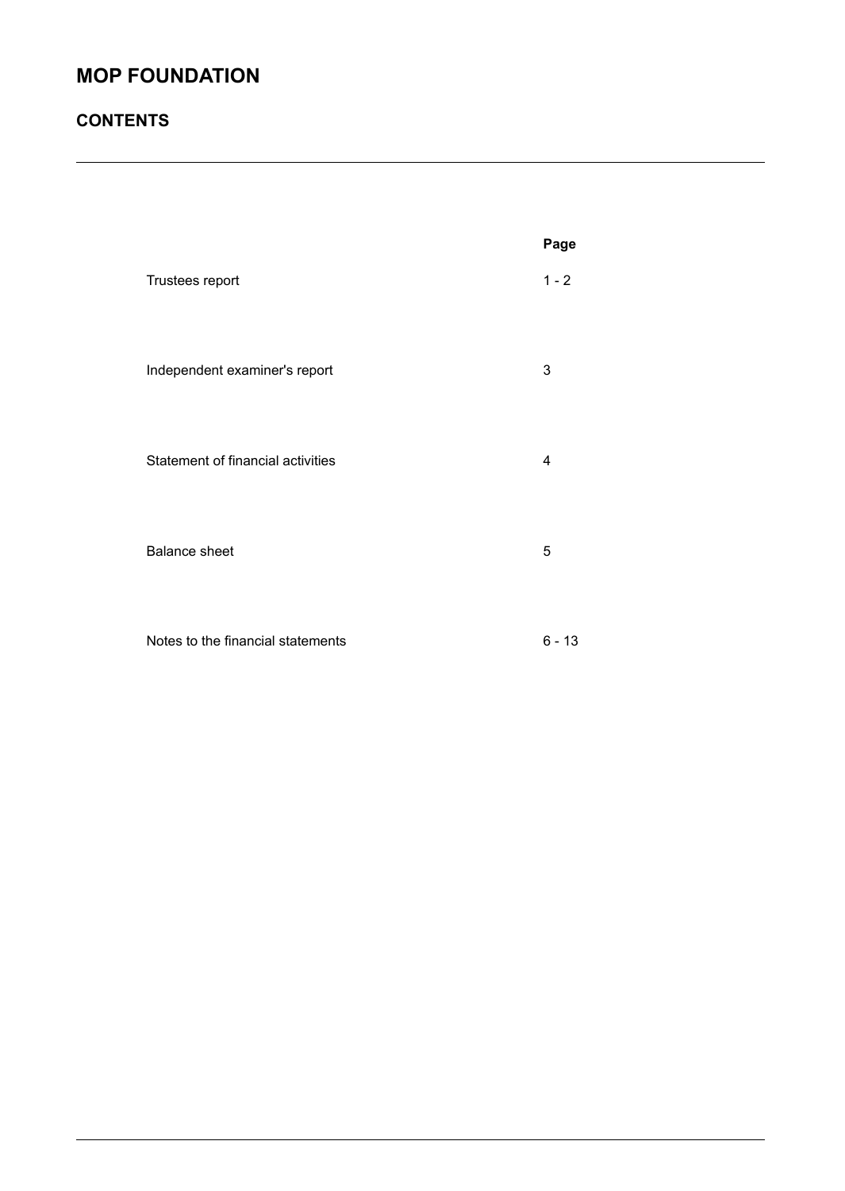# MOP FOUNDATION

## CONTENTS

| | Page |
|---|---|
| Trustees report | 1 - 2 |
| Independent examiner's report | 3 |
| Statement of financial activities | 4 |
| Balance sheet | 5 |
| Notes to the financial statements | 6 - 13 |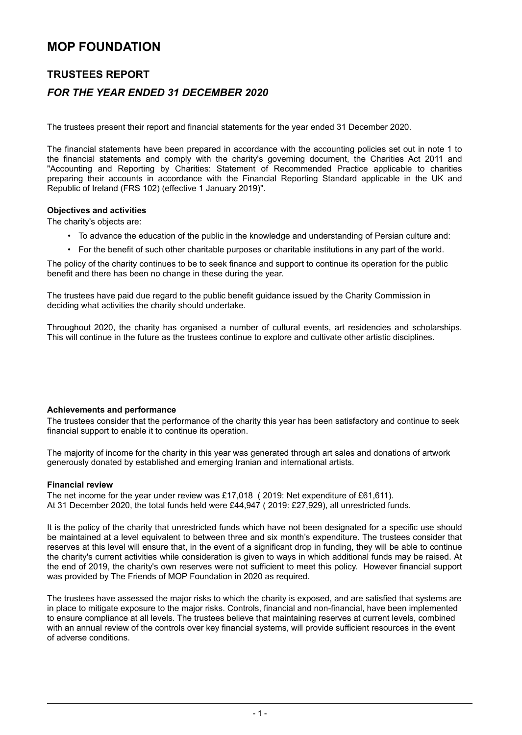# MOP FOUNDATION

## TRUSTEES REPORT

### *FOR THE YEAR ENDED 31 DECEMBER 2020*

The trustees present their report and financial statements for the year ended 31 December 2020.

The financial statements have been prepared in accordance with the accounting policies set out in note 1 to the financial statements and comply with the charity's governing document, the Charities Act 2011 and "Accounting and Reporting by Charities: Statement of Recommended Practice applicable to charities preparing their accounts in accordance with the Financial Reporting Standard applicable in the UK and Republic of Ireland (FRS 102) (effective 1 January 2019)".

**Objectives and activities**

The charity's objects are:

- To advance the education of the public in the knowledge and understanding of Persian culture and:
- For the benefit of such other charitable purposes or charitable institutions in any part of the world.

The policy of the charity continues to be to seek finance and support to continue its operation for the public benefit and there has been no change in these during the year.

The trustees have paid due regard to the public benefit guidance issued by the Charity Commission in deciding what activities the charity should undertake.

Throughout 2020, the charity has organised a number of cultural events, art residencies and scholarships. This will continue in the future as the trustees continue to explore and cultivate other artistic disciplines.

**Achievements and performance**

The trustees consider that the performance of the charity this year has been satisfactory and continue to seek financial support to enable it to continue its operation.

The majority of income for the charity in this year was generated through art sales and donations of artwork generously donated by established and emerging Iranian and international artists.

**Financial review**

The net income for the year under review was £17,018 ( 2019: Net expenditure of £61,611).
At 31 December 2020, the total funds held were £44,947 ( 2019: £27,929), all unrestricted funds.

It is the policy of the charity that unrestricted funds which have not been designated for a specific use should be maintained at a level equivalent to between three and six month's expenditure. The trustees consider that reserves at this level will ensure that, in the event of a significant drop in funding, they will be able to continue the charity's current activities while consideration is given to ways in which additional funds may be raised. At the end of 2019, the charity's own reserves were not sufficient to meet this policy. However financial support was provided by The Friends of MOP Foundation in 2020 as required.

The trustees have assessed the major risks to which the charity is exposed, and are satisfied that systems are in place to mitigate exposure to the major risks. Controls, financial and non-financial, have been implemented to ensure compliance at all levels. The trustees believe that maintaining reserves at current levels, combined with an annual review of the controls over key financial systems, will provide sufficient resources in the event of adverse conditions.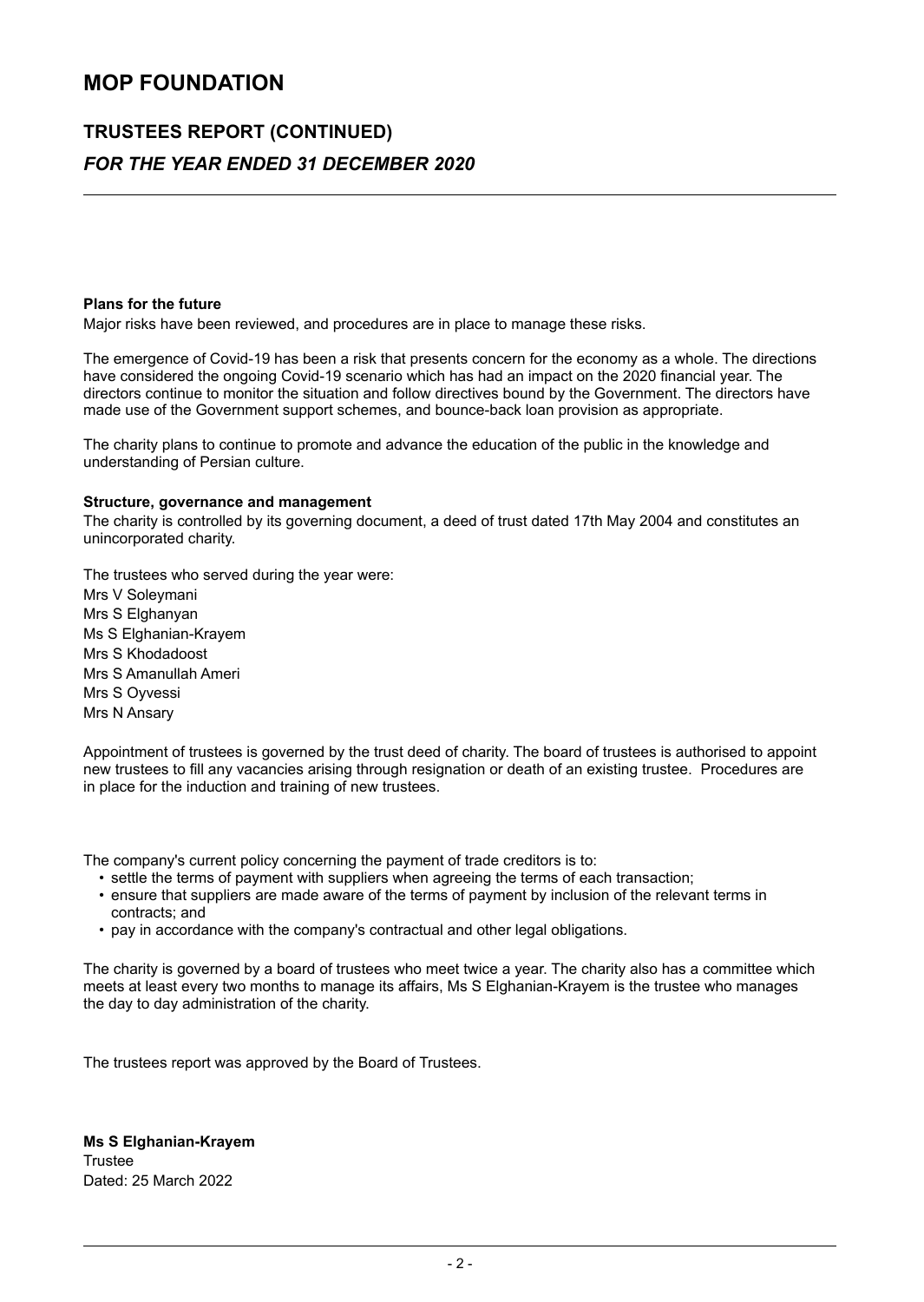# MOP FOUNDATION

## TRUSTEES REPORT (CONTINUED)

### *FOR THE YEAR ENDED 31 DECEMBER 2020*

**Plans for the future**

Major risks have been reviewed, and procedures are in place to manage these risks.

The emergence of Covid-19 has been a risk that presents concern for the economy as a whole. The directions have considered the ongoing Covid-19 scenario which has had an impact on the 2020 financial year. The directors continue to monitor the situation and follow directives bound by the Government. The directors have made use of the Government support schemes, and bounce-back loan provision as appropriate.

The charity plans to continue to promote and advance the education of the public in the knowledge and understanding of Persian culture.

**Structure, governance and management**

The charity is controlled by its governing document, a deed of trust dated 17th May 2004 and constitutes an unincorporated charity.

The trustees who served during the year were:
Mrs V Soleymani
Mrs S Elghanyan
Ms S Elghanian-Krayem
Mrs S Khodadoost
Mrs S Amanullah Ameri
Mrs S Oyvessi
Mrs N Ansary

Appointment of trustees is governed by the trust deed of charity. The board of trustees is authorised to appoint new trustees to fill any vacancies arising through resignation or death of an existing trustee. Procedures are in place for the induction and training of new trustees.

The company's current policy concerning the payment of trade creditors is to:

- settle the terms of payment with suppliers when agreeing the terms of each transaction;
- ensure that suppliers are made aware of the terms of payment by inclusion of the relevant terms in contracts; and
- pay in accordance with the company's contractual and other legal obligations.

The charity is governed by a board of trustees who meet twice a year. The charity also has a committee which meets at least every two months to manage its affairs, Ms S Elghanian-Krayem is the trustee who manages the day to day administration of the charity.

The trustees report was approved by the Board of Trustees.

**Ms S Elghanian-Krayem**
Trustee
Dated: 25 March 2022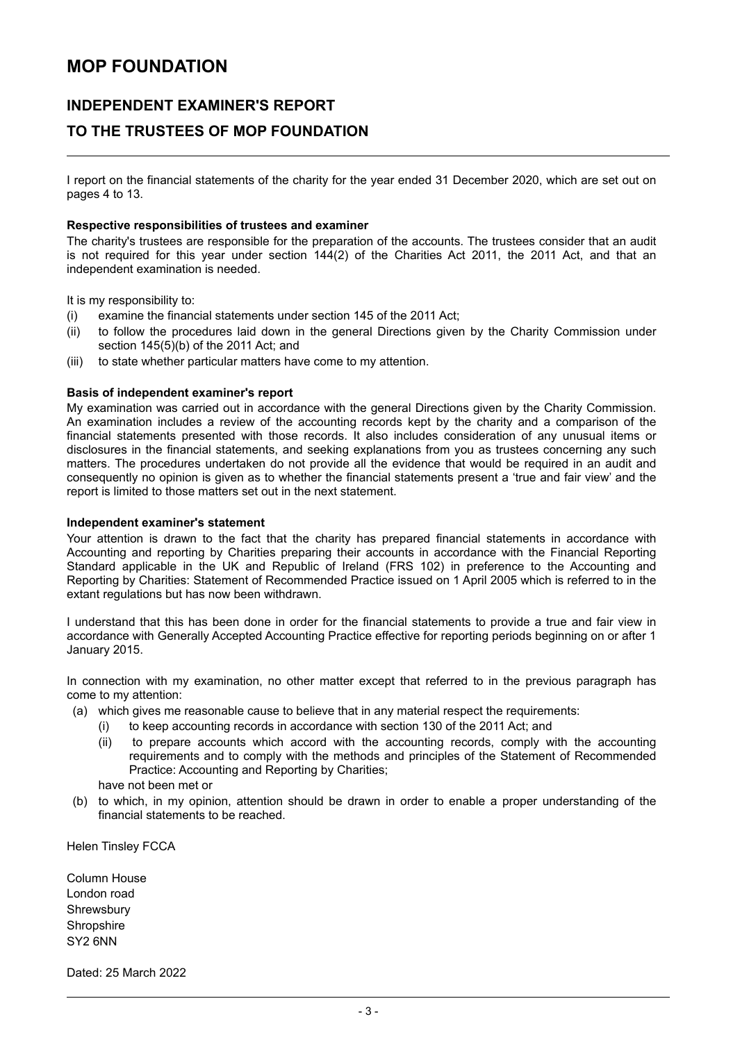# MOP FOUNDATION

## INDEPENDENT EXAMINER'S REPORT

## TO THE TRUSTEES OF MOP FOUNDATION

I report on the financial statements of the charity for the year ended 31 December 2020, which are set out on pages 4 to 13.

**Respective responsibilities of trustees and examiner**

The charity's trustees are responsible for the preparation of the accounts. The trustees consider that an audit is not required for this year under section 144(2) of the Charities Act 2011, the 2011 Act, and that an independent examination is needed.

It is my responsibility to:

(i) examine the financial statements under section 145 of the 2011 Act;

(ii) to follow the procedures laid down in the general Directions given by the Charity Commission under section 145(5)(b) of the 2011 Act; and

(iii) to state whether particular matters have come to my attention.

**Basis of independent examiner's report**

My examination was carried out in accordance with the general Directions given by the Charity Commission. An examination includes a review of the accounting records kept by the charity and a comparison of the financial statements presented with those records. It also includes consideration of any unusual items or disclosures in the financial statements, and seeking explanations from you as trustees concerning any such matters. The procedures undertaken do not provide all the evidence that would be required in an audit and consequently no opinion is given as to whether the financial statements present a 'true and fair view' and the report is limited to those matters set out in the next statement.

**Independent examiner's statement**

Your attention is drawn to the fact that the charity has prepared financial statements in accordance with Accounting and reporting by Charities preparing their accounts in accordance with the Financial Reporting Standard applicable in the UK and Republic of Ireland (FRS 102) in preference to the Accounting and Reporting by Charities: Statement of Recommended Practice issued on 1 April 2005 which is referred to in the extant regulations but has now been withdrawn.

I understand that this has been done in order for the financial statements to provide a true and fair view in accordance with Generally Accepted Accounting Practice effective for reporting periods beginning on or after 1 January 2015.

In connection with my examination, no other matter except that referred to in the previous paragraph has come to my attention:

(a) which gives me reasonable cause to believe that in any material respect the requirements:

  (i) to keep accounting records in accordance with section 130 of the 2011 Act; and

  (ii) to prepare accounts which accord with the accounting records, comply with the accounting requirements and to comply with the methods and principles of the Statement of Recommended Practice: Accounting and Reporting by Charities;

  have not been met or

(b) to which, in my opinion, attention should be drawn in order to enable a proper understanding of the financial statements to be reached.

Helen Tinsley FCCA

Column House
London road
Shrewsbury
Shropshire
SY2 6NN

Dated: 25 March 2022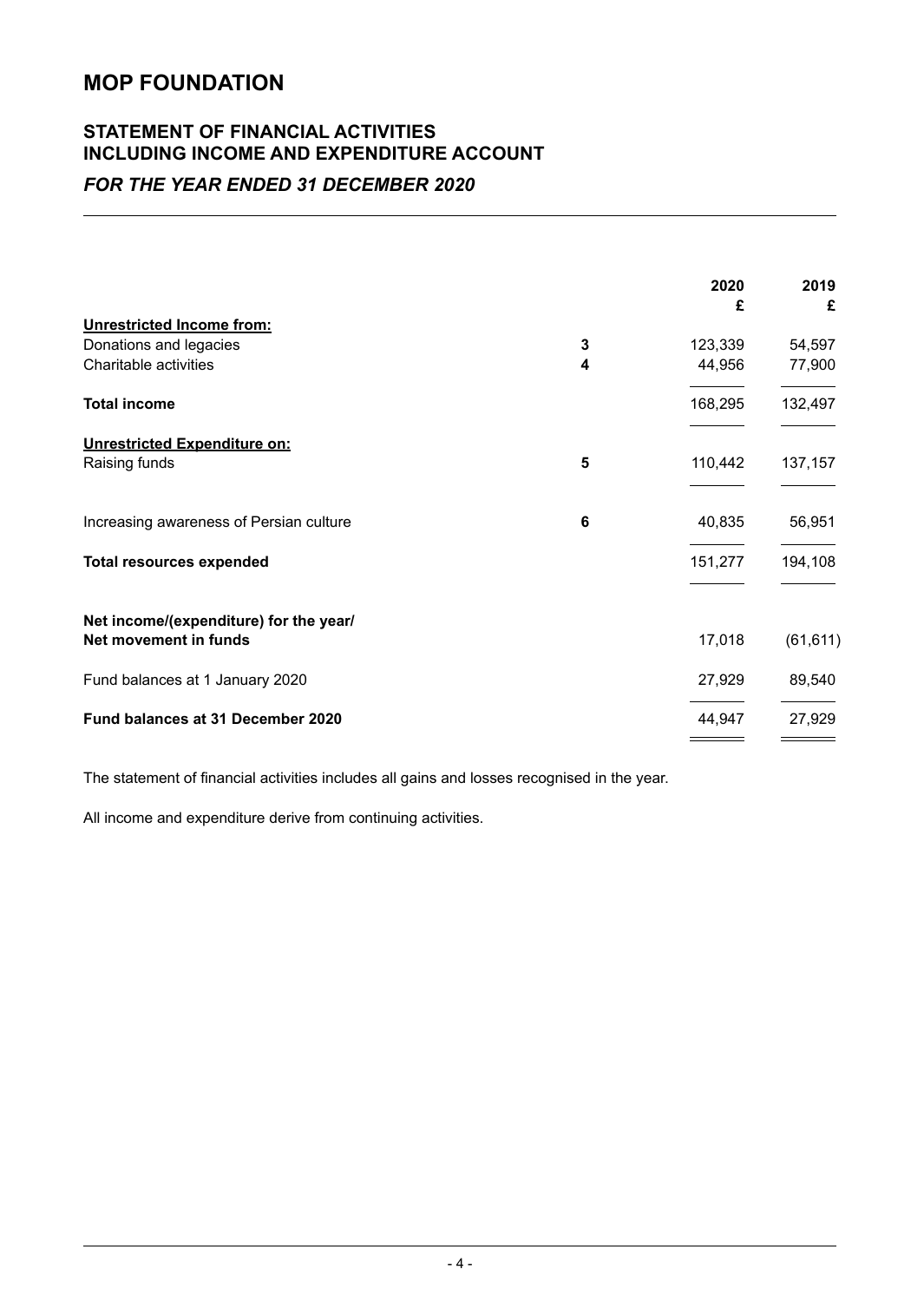# MOP FOUNDATION

## STATEMENT OF FINANCIAL ACTIVITIES INCLUDING INCOME AND EXPENDITURE ACCOUNT

### *FOR THE YEAR ENDED 31 DECEMBER 2020*

| | | 2020<br>£ | 2019<br>£ |
|---|---|---|---|
| **Unrestricted Income from:** | | | |
| Donations and legacies | 3 | 123,339 | 54,597 |
| Charitable activities | 4 | 44,956 | 77,900 |
| **Total income** | | 168,295 | 132,497 |
| **Unrestricted Expenditure on:** | | | |
| Raising funds | 5 | 110,442 | 137,157 |
| Increasing awareness of Persian culture | 6 | 40,835 | 56,951 |
| **Total resources expended** | | 151,277 | 194,108 |
| **Net income/(expenditure) for the year/ Net movement in funds** | | 17,018 | (61,611) |
| Fund balances at 1 January 2020 | | 27,929 | 89,540 |
| **Fund balances at 31 December 2020** | | 44,947 | 27,929 |

The statement of financial activities includes all gains and losses recognised in the year.

All income and expenditure derive from continuing activities.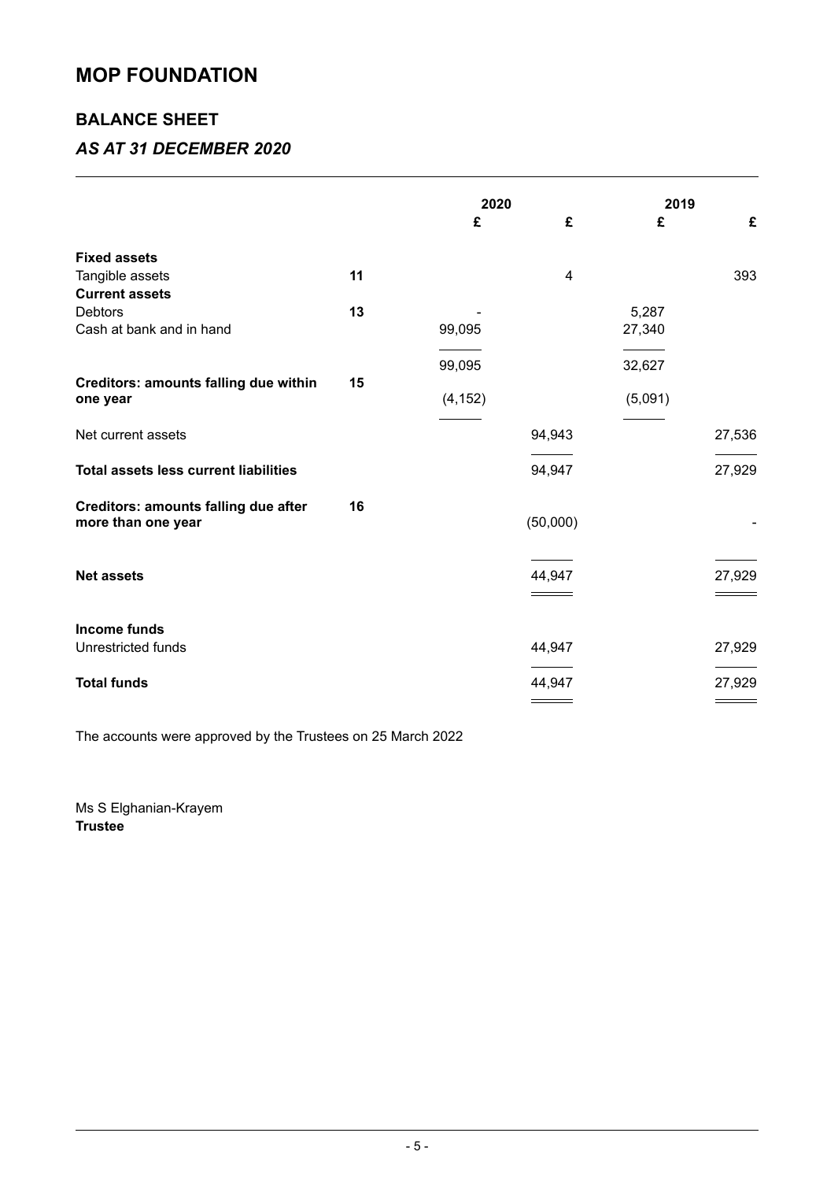# MOP FOUNDATION

## BALANCE SHEET

### *AS AT 31 DECEMBER 2020*

| | | 2020 | | 2019 | |
|---|---|---|---|---|---|
| | | £ | £ | £ | £ |
| **Fixed assets** | | | | | |
| Tangible assets | 11 | | 4 | | 393 |
| **Current assets** | | | | | |
| Debtors | 13 | - | | 5,287 | |
| Cash at bank and in hand | | 99,095 | | 27,340 | |
| | | 99,095 | | 32,627 | |
| **Creditors: amounts falling due within one year** | 15 | (4,152) | | (5,091) | |
| Net current assets | | | 94,943 | | 27,536 |
| **Total assets less current liabilities** | | | 94,947 | | 27,929 |
| **Creditors: amounts falling due after more than one year** | 16 | | (50,000) | | - |
| **Net assets** | | | 44,947 | | 27,929 |
| **Income funds** | | | | | |
| Unrestricted funds | | | 44,947 | | 27,929 |
| **Total funds** | | | 44,947 | | 27,929 |

The accounts were approved by the Trustees on 25 March 2022

Ms S Elghanian-Krayem
**Trustee**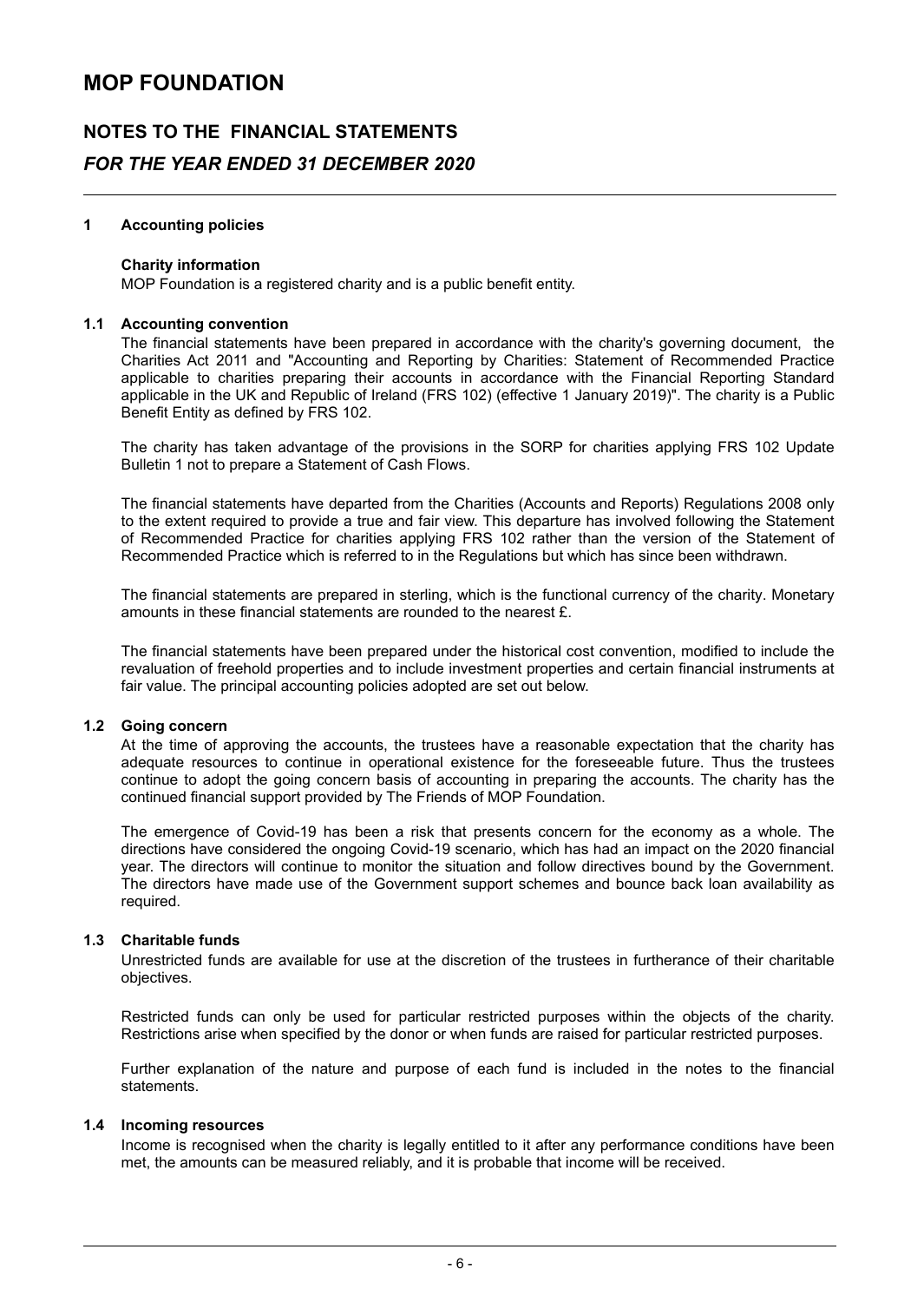# MOP FOUNDATION

## NOTES TO THE FINANCIAL STATEMENTS

## *FOR THE YEAR ENDED 31 DECEMBER 2020*

### 1 Accounting policies

**Charity information**

MOP Foundation is a registered charity and is a public benefit entity.

### 1.1 Accounting convention

The financial statements have been prepared in accordance with the charity's governing document, the Charities Act 2011 and "Accounting and Reporting by Charities: Statement of Recommended Practice applicable to charities preparing their accounts in accordance with the Financial Reporting Standard applicable in the UK and Republic of Ireland (FRS 102) (effective 1 January 2019)". The charity is a Public Benefit Entity as defined by FRS 102.

The charity has taken advantage of the provisions in the SORP for charities applying FRS 102 Update Bulletin 1 not to prepare a Statement of Cash Flows.

The financial statements have departed from the Charities (Accounts and Reports) Regulations 2008 only to the extent required to provide a true and fair view. This departure has involved following the Statement of Recommended Practice for charities applying FRS 102 rather than the version of the Statement of Recommended Practice which is referred to in the Regulations but which has since been withdrawn.

The financial statements are prepared in sterling, which is the functional currency of the charity. Monetary amounts in these financial statements are rounded to the nearest £.

The financial statements have been prepared under the historical cost convention, modified to include the revaluation of freehold properties and to include investment properties and certain financial instruments at fair value. The principal accounting policies adopted are set out below.

### 1.2 Going concern

At the time of approving the accounts, the trustees have a reasonable expectation that the charity has adequate resources to continue in operational existence for the foreseeable future. Thus the trustees continue to adopt the going concern basis of accounting in preparing the accounts. The charity has the continued financial support provided by The Friends of MOP Foundation.

The emergence of Covid-19 has been a risk that presents concern for the economy as a whole. The directions have considered the ongoing Covid-19 scenario, which has had an impact on the 2020 financial year. The directors will continue to monitor the situation and follow directives bound by the Government. The directors have made use of the Government support schemes and bounce back loan availability as required.

### 1.3 Charitable funds

Unrestricted funds are available for use at the discretion of the trustees in furtherance of their charitable objectives.

Restricted funds can only be used for particular restricted purposes within the objects of the charity. Restrictions arise when specified by the donor or when funds are raised for particular restricted purposes.

Further explanation of the nature and purpose of each fund is included in the notes to the financial statements.

### 1.4 Incoming resources

Income is recognised when the charity is legally entitled to it after any performance conditions have been met, the amounts can be measured reliably, and it is probable that income will be received.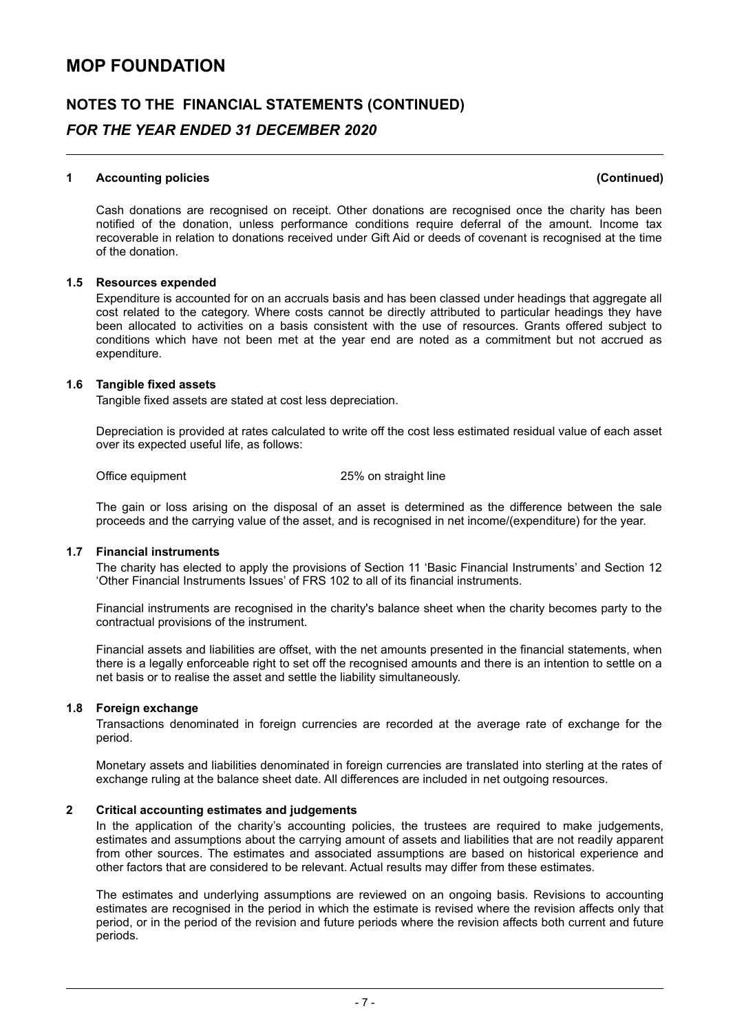# MOP FOUNDATION

## NOTES TO THE FINANCIAL STATEMENTS (CONTINUED)

### *FOR THE YEAR ENDED 31 DECEMBER 2020*

---

**1 Accounting policies** **(Continued)**

Cash donations are recognised on receipt. Other donations are recognised once the charity has been notified of the donation, unless performance conditions require deferral of the amount. Income tax recoverable in relation to donations received under Gift Aid or deeds of covenant is recognised at the time of the donation.

**1.5 Resources expended**

Expenditure is accounted for on an accruals basis and has been classed under headings that aggregate all cost related to the category. Where costs cannot be directly attributed to particular headings they have been allocated to activities on a basis consistent with the use of resources. Grants offered subject to conditions which have not been met at the year end are noted as a commitment but not accrued as expenditure.

**1.6 Tangible fixed assets**

Tangible fixed assets are stated at cost less depreciation.

Depreciation is provided at rates calculated to write off the cost less estimated residual value of each asset over its expected useful life, as follows:

| | |
|---|---|
| Office equipment | 25% on straight line |

The gain or loss arising on the disposal of an asset is determined as the difference between the sale proceeds and the carrying value of the asset, and is recognised in net income/(expenditure) for the year.

**1.7 Financial instruments**

The charity has elected to apply the provisions of Section 11 'Basic Financial Instruments' and Section 12 'Other Financial Instruments Issues' of FRS 102 to all of its financial instruments.

Financial instruments are recognised in the charity's balance sheet when the charity becomes party to the contractual provisions of the instrument.

Financial assets and liabilities are offset, with the net amounts presented in the financial statements, when there is a legally enforceable right to set off the recognised amounts and there is an intention to settle on a net basis or to realise the asset and settle the liability simultaneously.

**1.8 Foreign exchange**

Transactions denominated in foreign currencies are recorded at the average rate of exchange for the period.

Monetary assets and liabilities denominated in foreign currencies are translated into sterling at the rates of exchange ruling at the balance sheet date. All differences are included in net outgoing resources.

**2 Critical accounting estimates and judgements**

In the application of the charity's accounting policies, the trustees are required to make judgements, estimates and assumptions about the carrying amount of assets and liabilities that are not readily apparent from other sources. The estimates and associated assumptions are based on historical experience and other factors that are considered to be relevant. Actual results may differ from these estimates.

The estimates and underlying assumptions are reviewed on an ongoing basis. Revisions to accounting estimates are recognised in the period in which the estimate is revised where the revision affects only that period, or in the period of the revision and future periods where the revision affects both current and future periods.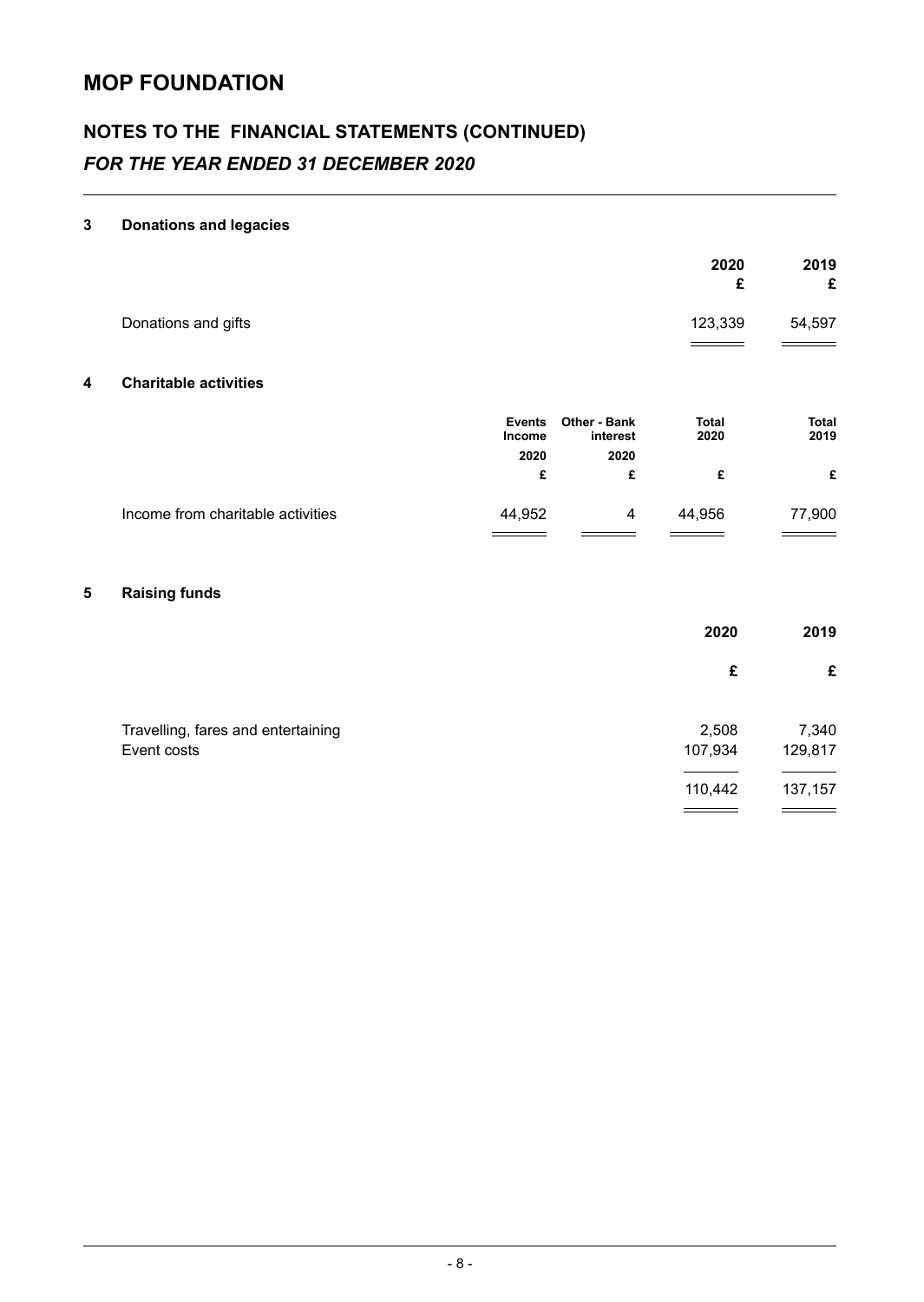# MOP FOUNDATION

## NOTES TO THE FINANCIAL STATEMENTS (CONTINUED)

### *FOR THE YEAR ENDED 31 DECEMBER 2020*

**3 Donations and legacies**

| | 2020<br>£ | 2019<br>£ |
|---|---|---|
| Donations and gifts | 123,339 | 54,597 |

**4 Charitable activities**

| | Events Income<br>2020<br>£ | Other - Bank interest<br>2020<br>£ | Total<br>2020<br>£ | Total<br>2019<br>£ |
|---|---|---|---|---|
| Income from charitable activities | 44,952 | 4 | 44,956 | 77,900 |

**5 Raising funds**

| | 2020<br>£ | 2019<br>£ |
|---|---|---|
| Travelling, fares and entertaining | 2,508 | 7,340 |
| Event costs | 107,934 | 129,817 |
| | 110,442 | 137,157 |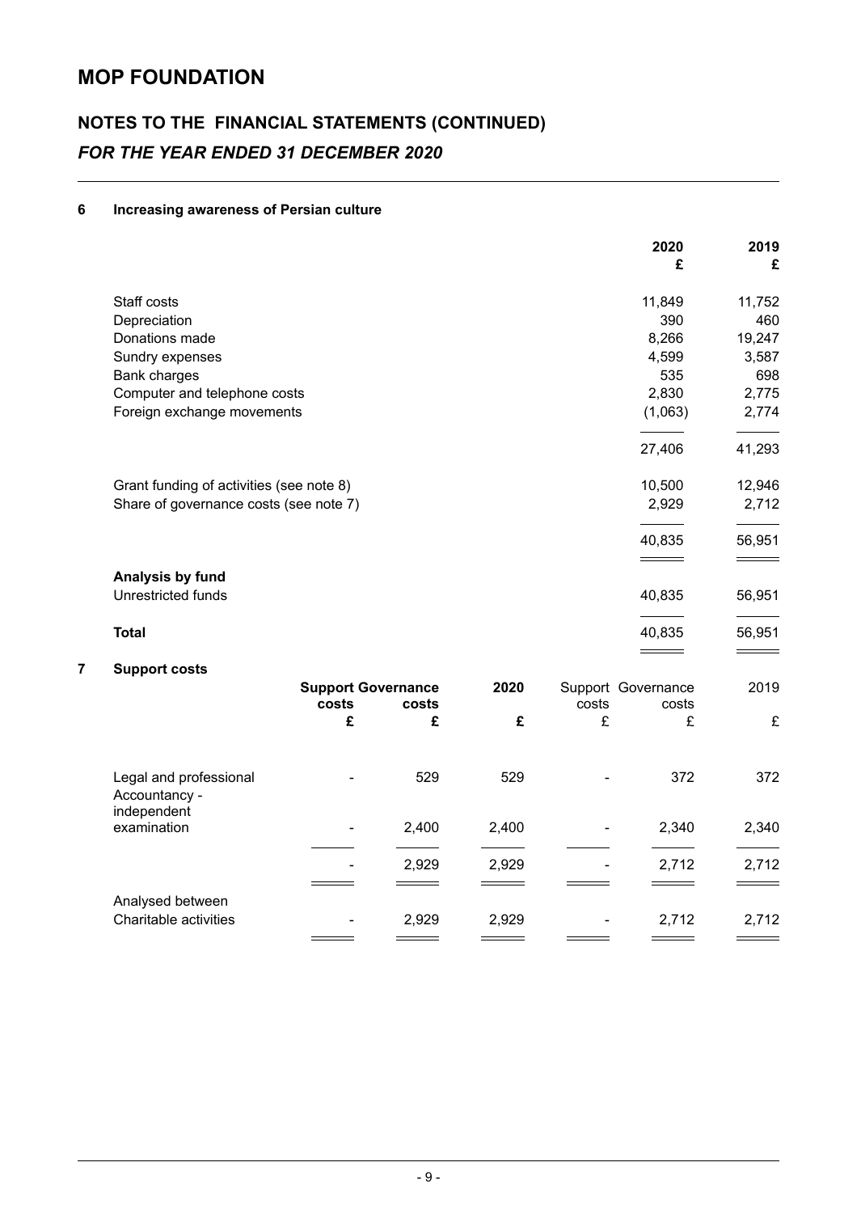# MOP FOUNDATION

## NOTES TO THE FINANCIAL STATEMENTS (CONTINUED)

### *FOR THE YEAR ENDED 31 DECEMBER 2020*

**6 Increasing awareness of Persian culture**

| | 2020 | 2019 |
|---|---|---|
| | £ | £ |
| Staff costs | 11,849 | 11,752 |
| Depreciation | 390 | 460 |
| Donations made | 8,266 | 19,247 |
| Sundry expenses | 4,599 | 3,587 |
| Bank charges | 535 | 698 |
| Computer and telephone costs | 2,830 | 2,775 |
| Foreign exchange movements | (1,063) | 2,774 |
| | 27,406 | 41,293 |
| Grant funding of activities (see note 8) | 10,500 | 12,946 |
| Share of governance costs (see note 7) | 2,929 | 2,712 |
| | 40,835 | 56,951 |
| **Analysis by fund** | | |
| Unrestricted funds | 40,835 | 56,951 |
| **Total** | 40,835 | 56,951 |

**7 Support costs**

| | **Support costs** | **Governance costs** | **2020** | Support costs | Governance costs | 2019 |
|---|---|---|---|---|---|---|
| | **£** | **£** | **£** | £ | £ | £ |
| Legal and professional | - | 529 | 529 | - | 372 | 372 |
| Accountancy - independent examination | - | 2,400 | 2,400 | - | 2,340 | 2,340 |
| | - | 2,929 | 2,929 | - | 2,712 | 2,712 |
| Analysed between | | | | | | |
| Charitable activities | - | 2,929 | 2,929 | - | 2,712 | 2,712 |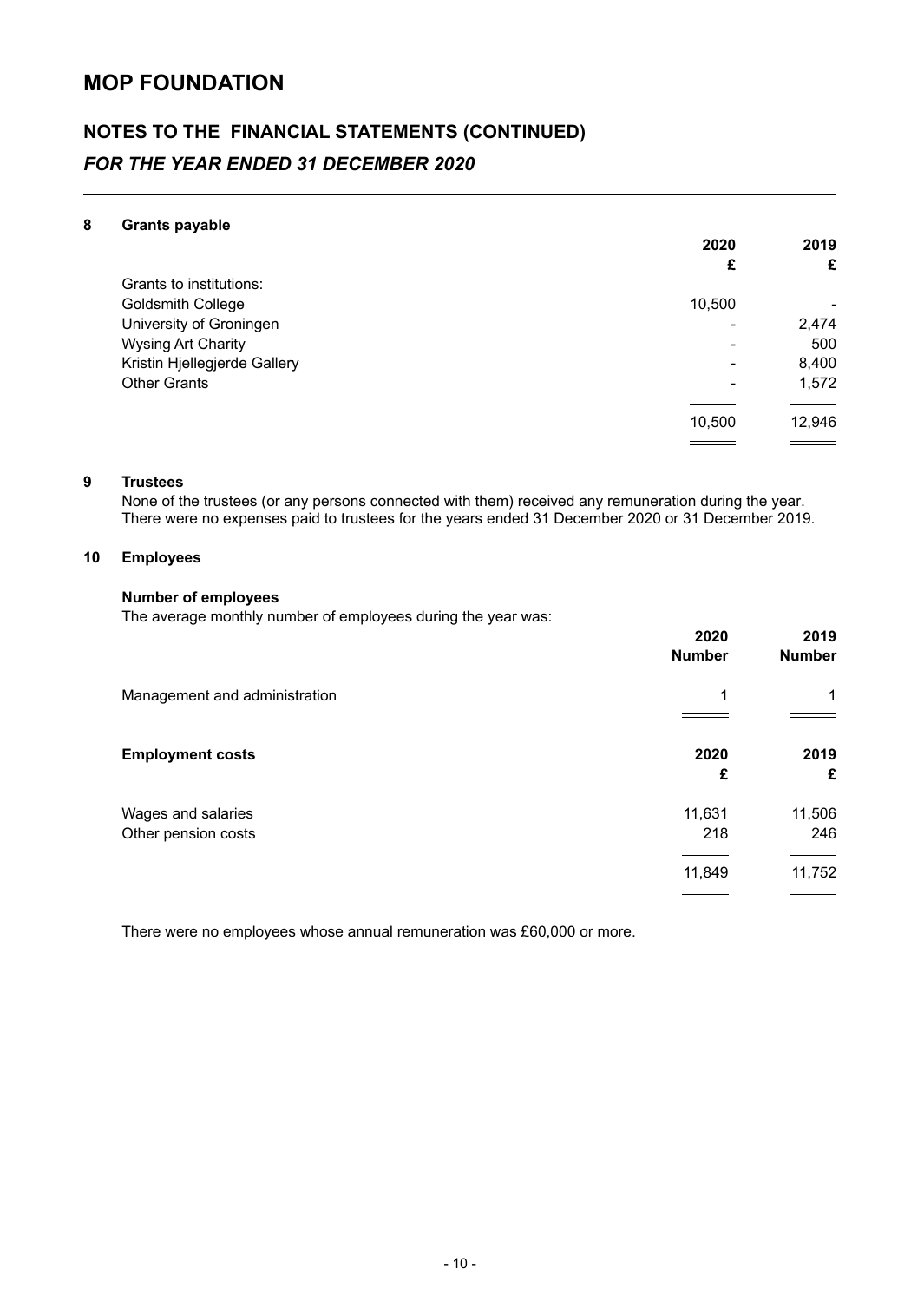# MOP FOUNDATION

## NOTES TO THE FINANCIAL STATEMENTS (CONTINUED)

### *FOR THE YEAR ENDED 31 DECEMBER 2020*

**8 Grants payable**

| | 2020 | 2019 |
|---|---|---|
| | £ | £ |
| Grants to institutions: | | |
| Goldsmith College | 10,500 | - |
| University of Groningen | - | 2,474 |
| Wysing Art Charity | - | 500 |
| Kristin Hjellegjerde Gallery | - | 8,400 |
| Other Grants | - | 1,572 |
| | 10,500 | 12,946 |

**9 Trustees**

None of the trustees (or any persons connected with them) received any remuneration during the year. There were no expenses paid to trustees for the years ended 31 December 2020 or 31 December 2019.

**10 Employees**

**Number of employees**

The average monthly number of employees during the year was:

| | 2020 | 2019 |
|---|---|---|
| | Number | Number |
| Management and administration | 1 | 1 |

| **Employment costs** | 2020 | 2019 |
|---|---|---|
| | £ | £ |
| Wages and salaries | 11,631 | 11,506 |
| Other pension costs | 218 | 246 |
| | 11,849 | 11,752 |

There were no employees whose annual remuneration was £60,000 or more.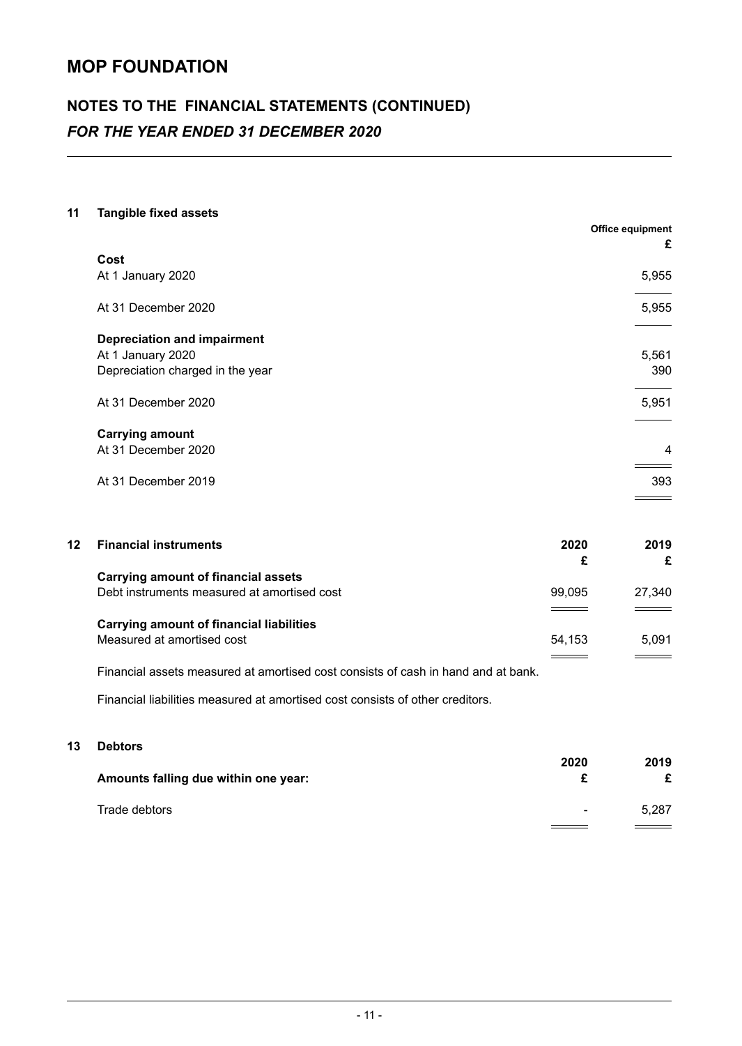# MOP FOUNDATION

## NOTES TO THE FINANCIAL STATEMENTS (CONTINUED)

### *FOR THE YEAR ENDED 31 DECEMBER 2020*

**11 Tangible fixed assets**

| | Office equipment |
|---|---|
| | £ |
| **Cost** | |
| At 1 January 2020 | 5,955 |
| At 31 December 2020 | 5,955 |
| **Depreciation and impairment** | |
| At 1 January 2020 | 5,561 |
| Depreciation charged in the year | 390 |
| At 31 December 2020 | 5,951 |
| **Carrying amount** | |
| At 31 December 2020 | 4 |
| At 31 December 2019 | 393 |

**12 Financial instruments**

| | 2020 | 2019 |
|---|---|---|
| | £ | £ |
| **Carrying amount of financial assets** | | |
| Debt instruments measured at amortised cost | 99,095 | 27,340 |
| **Carrying amount of financial liabilities** | | |
| Measured at amortised cost | 54,153 | 5,091 |

Financial assets measured at amortised cost consists of cash in hand and at bank.

Financial liabilities measured at amortised cost consists of other creditors.

**13 Debtors**

| | 2020 | 2019 |
|---|---|---|
| **Amounts falling due within one year:** | £ | £ |
| Trade debtors | - | 5,287 |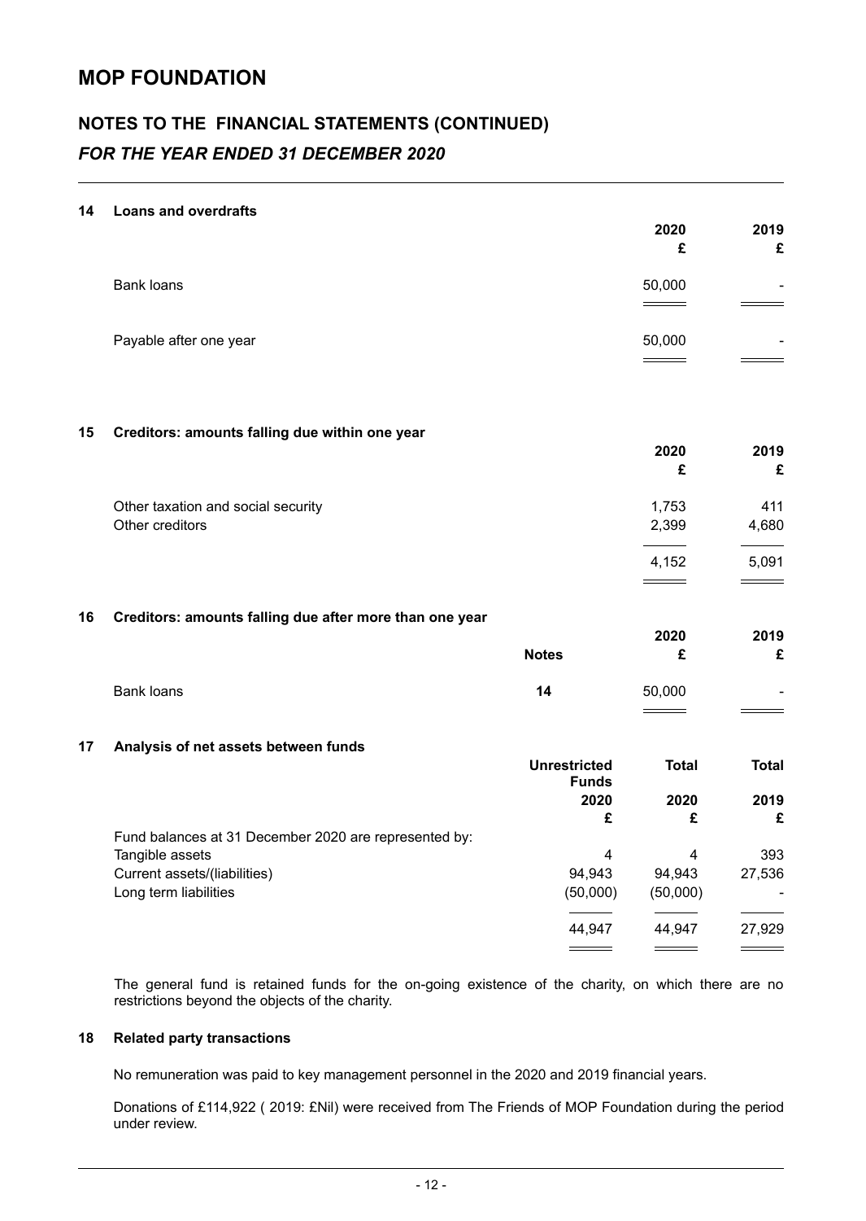# MOP FOUNDATION

## NOTES TO THE FINANCIAL STATEMENTS (CONTINUED)

### *FOR THE YEAR ENDED 31 DECEMBER 2020*

### 14 Loans and overdrafts

| | 2020 £ | 2019 £ |
|---|---|---|
| Bank loans | 50,000 | - |
| Payable after one year | 50,000 | - |

### 15 Creditors: amounts falling due within one year

| | 2020 £ | 2019 £ |
|---|---|---|
| Other taxation and social security | 1,753 | 411 |
| Other creditors | 2,399 | 4,680 |
| | 4,152 | 5,091 |

### 16 Creditors: amounts falling due after more than one year

| | Notes | 2020 £ | 2019 £ |
|---|---|---|---|
| Bank loans | 14 | 50,000 | - |

### 17 Analysis of net assets between funds

| | Unrestricted Funds 2020 £ | Total 2020 £ | Total 2019 £ |
|---|---|---|---|
| Fund balances at 31 December 2020 are represented by: | | | |
| Tangible assets | 4 | 4 | 393 |
| Current assets/(liabilities) | 94,943 | 94,943 | 27,536 |
| Long term liabilities | (50,000) | (50,000) | - |
| | 44,947 | 44,947 | 27,929 |

The general fund is retained funds for the on-going existence of the charity, on which there are no restrictions beyond the objects of the charity.

### 18 Related party transactions

No remuneration was paid to key management personnel in the 2020 and 2019 financial years.

Donations of £114,922 ( 2019: £Nil) were received from The Friends of MOP Foundation during the period under review.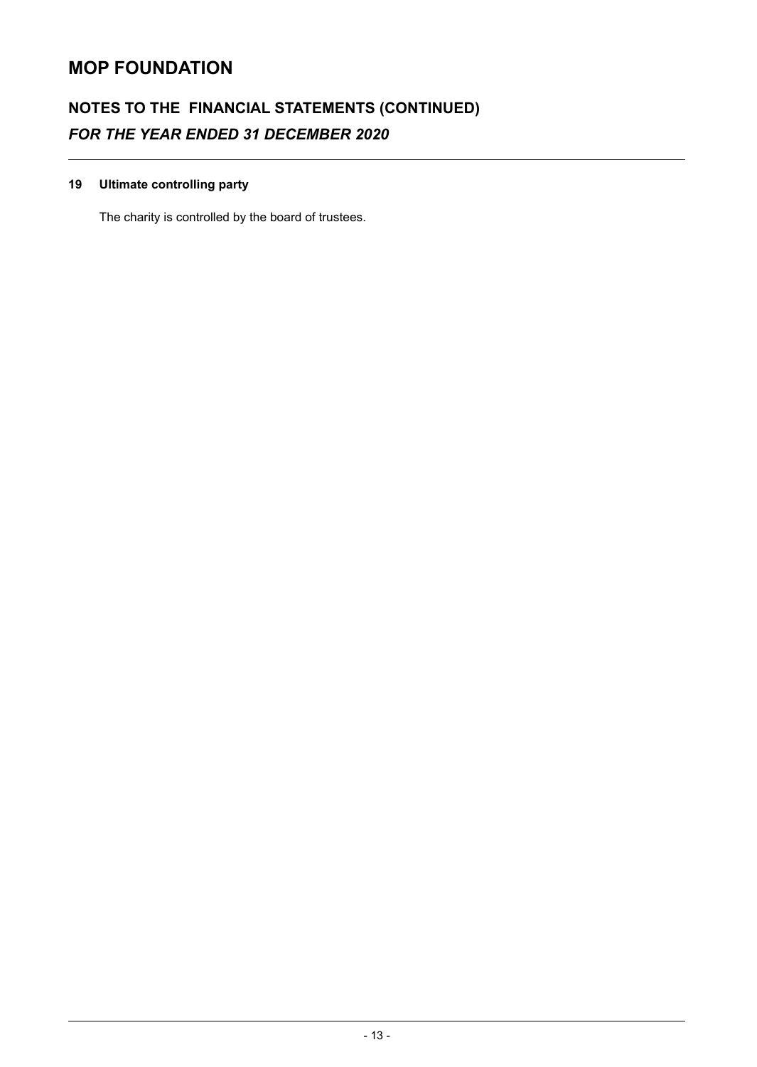# MOP FOUNDATION

## NOTES TO THE FINANCIAL STATEMENTS (CONTINUED)

### *FOR THE YEAR ENDED 31 DECEMBER 2020*

**19 Ultimate controlling party**

The charity is controlled by the board of trustees.